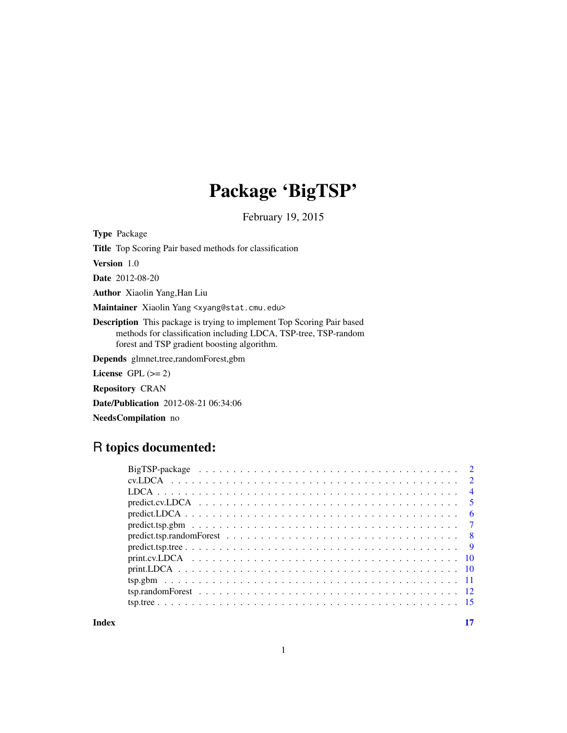# Package 'BigTSP'

February 19, 2015

**Type** Package

**Title** Top Scoring Pair based methods for classification

**Version** 1.0

**Date** 2012-08-20

**Author** Xiaolin Yang,Han Liu

**Maintainer** Xiaolin Yang <xyang@stat.cmu.edu>

**Description** This package is trying to implement Top Scoring Pair based methods for classification including LDCA, TSP-tree, TSP-random forest and TSP gradient boosting algorithm.

**Depends** glmnet,tree,randomForest,gbm

**License** GPL (>= 2)

**Repository** CRAN

**Date/Publication** 2012-08-21 06:34:06

**NeedsCompilation** no

## R topics documented:

- BigTSP-package . . . . . . . . . . . . . . . . . . . . . . . . . . . . . . . . . . . . . 2
- cv.LDCA . . . . . . . . . . . . . . . . . . . . . . . . . . . . . . . . . . . . . . . . 2
- LDCA . . . . . . . . . . . . . . . . . . . . . . . . . . . . . . . . . . . . . . . . . . 4
- predict.cv.LDCA . . . . . . . . . . . . . . . . . . . . . . . . . . . . . . . . . . . . 5
- predict.LDCA . . . . . . . . . . . . . . . . . . . . . . . . . . . . . . . . . . . . . 6
- predict.tsp.gbm . . . . . . . . . . . . . . . . . . . . . . . . . . . . . . . . . . . . 7
- predict.tsp.randomForest . . . . . . . . . . . . . . . . . . . . . . . . . . . . . . . 8
- predict.tsp.tree . . . . . . . . . . . . . . . . . . . . . . . . . . . . . . . . . . . . 9
- print.cv.LDCA . . . . . . . . . . . . . . . . . . . . . . . . . . . . . . . . . . . . . 10
- print.LDCA . . . . . . . . . . . . . . . . . . . . . . . . . . . . . . . . . . . . . . 10
- tsp.gbm . . . . . . . . . . . . . . . . . . . . . . . . . . . . . . . . . . . . . . . . 11
- tsp.randomForest . . . . . . . . . . . . . . . . . . . . . . . . . . . . . . . . . . . 12
- tsp.tree . . . . . . . . . . . . . . . . . . . . . . . . . . . . . . . . . . . . . . . . 15

**Index** 17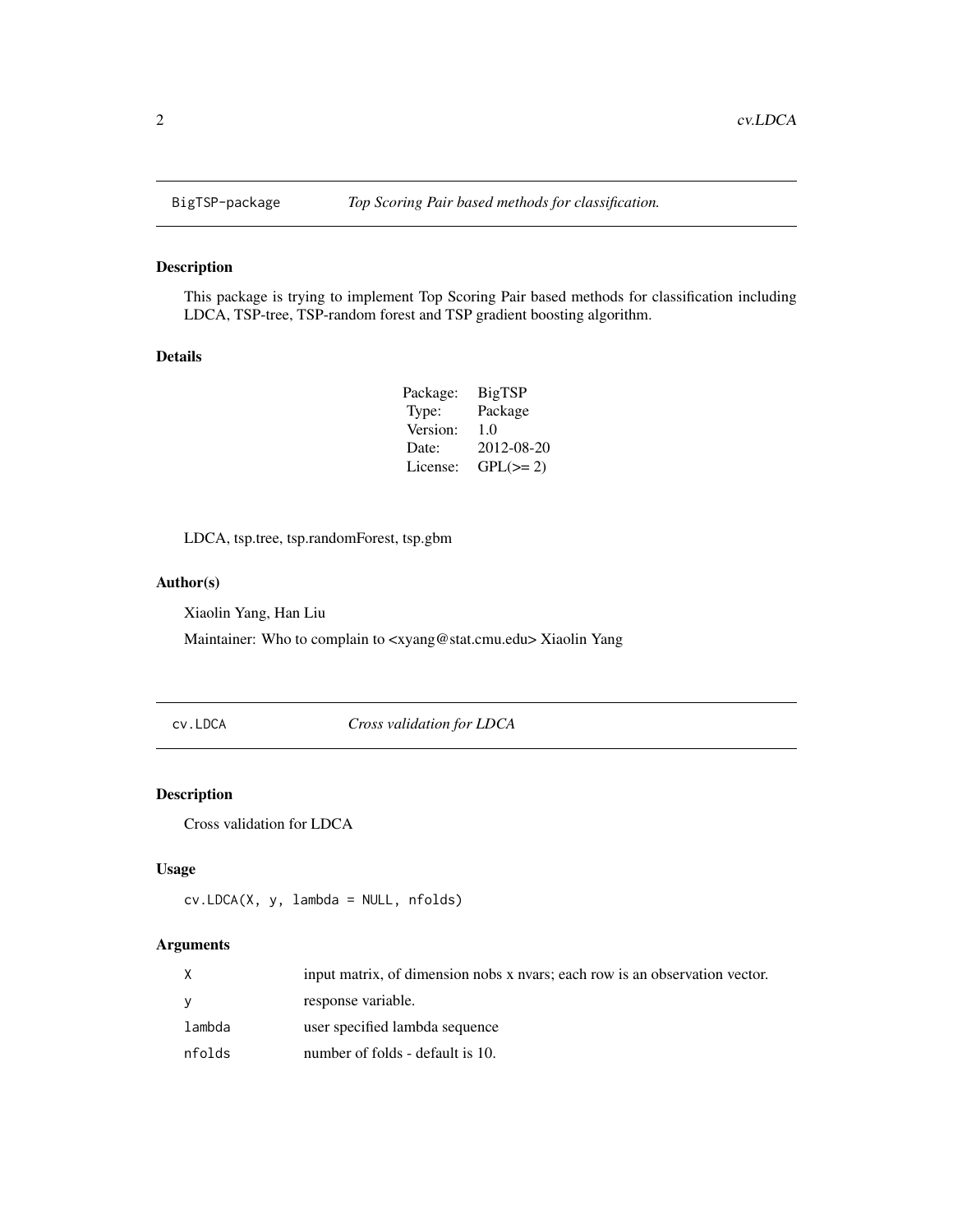## BigTSP-package — *Top Scoring Pair based methods for classification.*

### Description

This package is trying to implement Top Scoring Pair based methods for classification including LDCA, TSP-tree, TSP-random forest and TSP gradient boosting algorithm.

### Details

| | |
|---|---|
| Package: | BigTSP |
| Type: | Package |
| Version: | 1.0 |
| Date: | 2012-08-20 |
| License: | GPL(>= 2) |

LDCA, tsp.tree, tsp.randomForest, tsp.gbm

### Author(s)

Xiaolin Yang, Han Liu

Maintainer: Who to complain to <xyang@stat.cmu.edu> Xiaolin Yang

## cv.LDCA — *Cross validation for LDCA*

### Description

Cross validation for LDCA

### Usage

```
cv.LDCA(X, y, lambda = NULL, nfolds)
```

### Arguments

| | |
|---|---|
| X | input matrix, of dimension nobs x nvars; each row is an observation vector. |
| y | response variable. |
| lambda | user specified lambda sequence |
| nfolds | number of folds - default is 10. |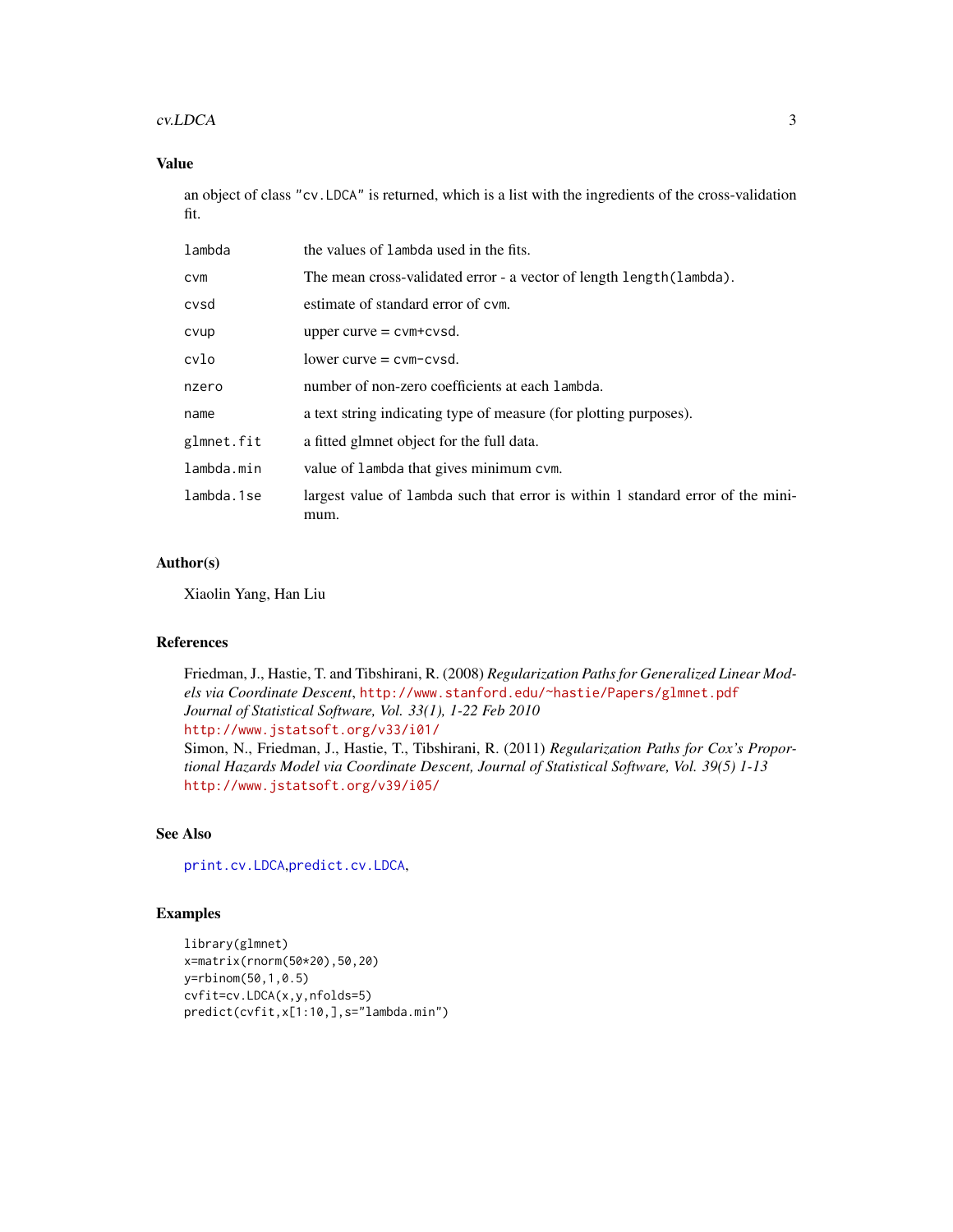## Value

an object of class "cv.LDCA" is returned, which is a list with the ingredients of the cross-validation fit.

| | |
|---|---|
| `lambda` | the values of `lambda` used in the fits. |
| `cvm` | The mean cross-validated error - a vector of length `length(lambda)`. |
| `cvsd` | estimate of standard error of `cvm`. |
| `cvup` | upper curve = `cvm+cvsd`. |
| `cvlo` | lower curve = `cvm-cvsd`. |
| `nzero` | number of non-zero coefficients at each `lambda`. |
| `name` | a text string indicating type of measure (for plotting purposes). |
| `glmnet.fit` | a fitted glmnet object for the full data. |
| `lambda.min` | value of `lambda` that gives minimum `cvm`. |
| `lambda.1se` | largest value of `lambda` such that error is within 1 standard error of the minimum. |

## Author(s)

Xiaolin Yang, Han Liu

## References

Friedman, J., Hastie, T. and Tibshirani, R. (2008) *Regularization Paths for Generalized Linear Models via Coordinate Descent*, http://www.stanford.edu/~hastie/Papers/glmnet.pdf
*Journal of Statistical Software, Vol. 33(1), 1-22 Feb 2010*
http://www.jstatsoft.org/v33/i01/
Simon, N., Friedman, J., Hastie, T., Tibshirani, R. (2011) *Regularization Paths for Cox's Proportional Hazards Model via Coordinate Descent, Journal of Statistical Software, Vol. 39(5) 1-13*
http://www.jstatsoft.org/v39/i05/

## See Also

print.cv.LDCA,predict.cv.LDCA,

## Examples

```
library(glmnet)
x=matrix(rnorm(50*20),50,20)
y=rbinom(50,1,0.5)
cvfit=cv.LDCA(x,y,nfolds=5)
predict(cvfit,x[1:10,],s="lambda.min")
```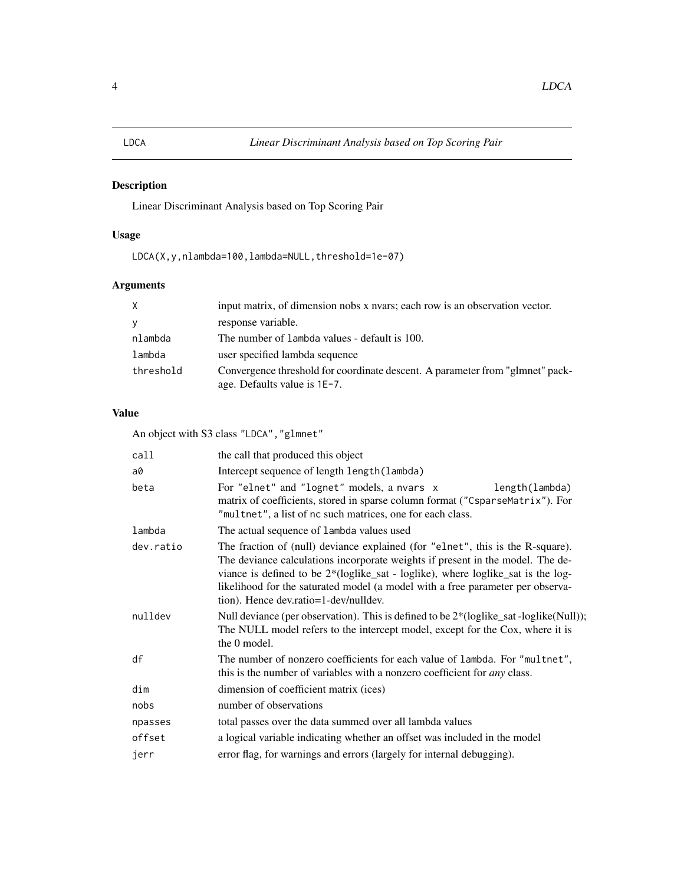# LDCA — *Linear Discriminant Analysis based on Top Scoring Pair*

## Description

Linear Discriminant Analysis based on Top Scoring Pair

## Usage

```
LDCA(X,y,nlambda=100,lambda=NULL,threshold=1e-07)
```

## Arguments

| | |
|---|---|
| X | input matrix, of dimension nobs x nvars; each row is an observation vector. |
| y | response variable. |
| nlambda | The number of lambda values - default is 100. |
| lambda | user specified lambda sequence |
| threshold | Convergence threshold for coordinate descent. A parameter from "glmnet" package. Defaults value is 1E-7. |

## Value

An object with S3 class "LDCA","glmnet"

| | |
|---|---|
| call | the call that produced this object |
| a0 | Intercept sequence of length length(lambda) |
| beta | For "elnet" and "lognet" models, a nvars x length(lambda) matrix of coefficients, stored in sparse column format ("CsparseMatrix"). For "multnet", a list of nc such matrices, one for each class. |
| lambda | The actual sequence of lambda values used |
| dev.ratio | The fraction of (null) deviance explained (for "elnet", this is the R-square). The deviance calculations incorporate weights if present in the model. The deviance is defined to be 2*(loglike_sat - loglike), where loglike_sat is the log-likelihood for the saturated model (a model with a free parameter per observation). Hence dev.ratio=1-dev/nulldev. |
| nulldev | Null deviance (per observation). This is defined to be 2*(loglike_sat -loglike(Null)); The NULL model refers to the intercept model, except for the Cox, where it is the 0 model. |
| df | The number of nonzero coefficients for each value of lambda. For "multnet", this is the number of variables with a nonzero coefficient for *any* class. |
| dim | dimension of coefficient matrix (ices) |
| nobs | number of observations |
| npasses | total passes over the data summed over all lambda values |
| offset | a logical variable indicating whether an offset was included in the model |
| jerr | error flag, for warnings and errors (largely for internal debugging). |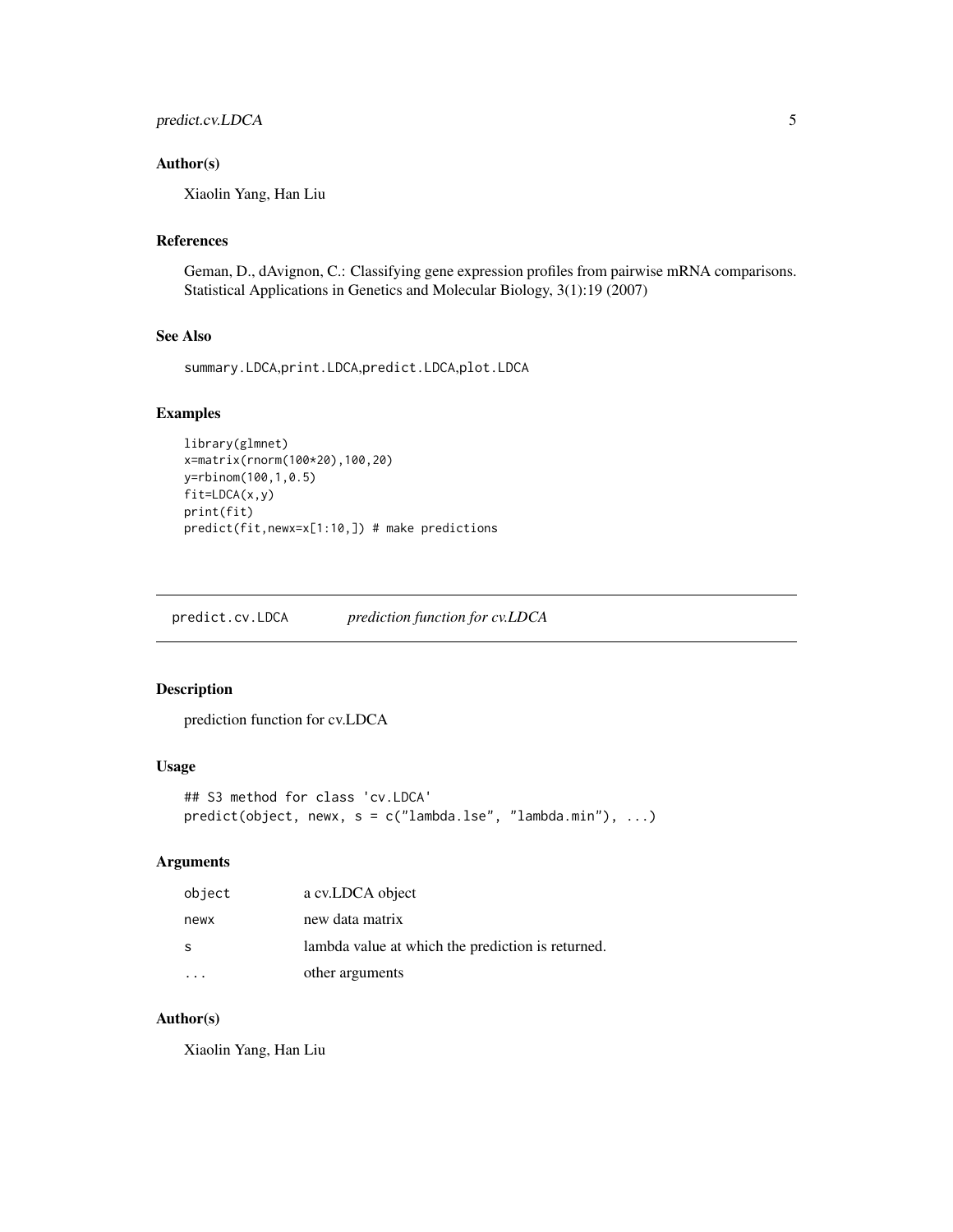### Author(s)

Xiaolin Yang, Han Liu

### References

Geman, D., dAvignon, C.: Classifying gene expression profiles from pairwise mRNA comparisons. Statistical Applications in Genetics and Molecular Biology, 3(1):19 (2007)

### See Also

`summary.LDCA`,`print.LDCA`,`predict.LDCA`,`plot.LDCA`

### Examples

```
library(glmnet)
x=matrix(rnorm(100*20),100,20)
y=rbinom(100,1,0.5)
fit=LDCA(x,y)
print(fit)
predict(fit,newx=x[1:10,]) # make predictions
```

---

## `predict.cv.LDCA` *prediction function for cv.LDCA*

---

### Description

prediction function for cv.LDCA

### Usage

```
## S3 method for class 'cv.LDCA'
predict(object, newx, s = c("lambda.lse", "lambda.min"), ...)
```

### Arguments

| | |
|---|---|
| `object` | a cv.LDCA object |
| `newx` | new data matrix |
| `s` | lambda value at which the prediction is returned. |
| `...` | other arguments |

### Author(s)

Xiaolin Yang, Han Liu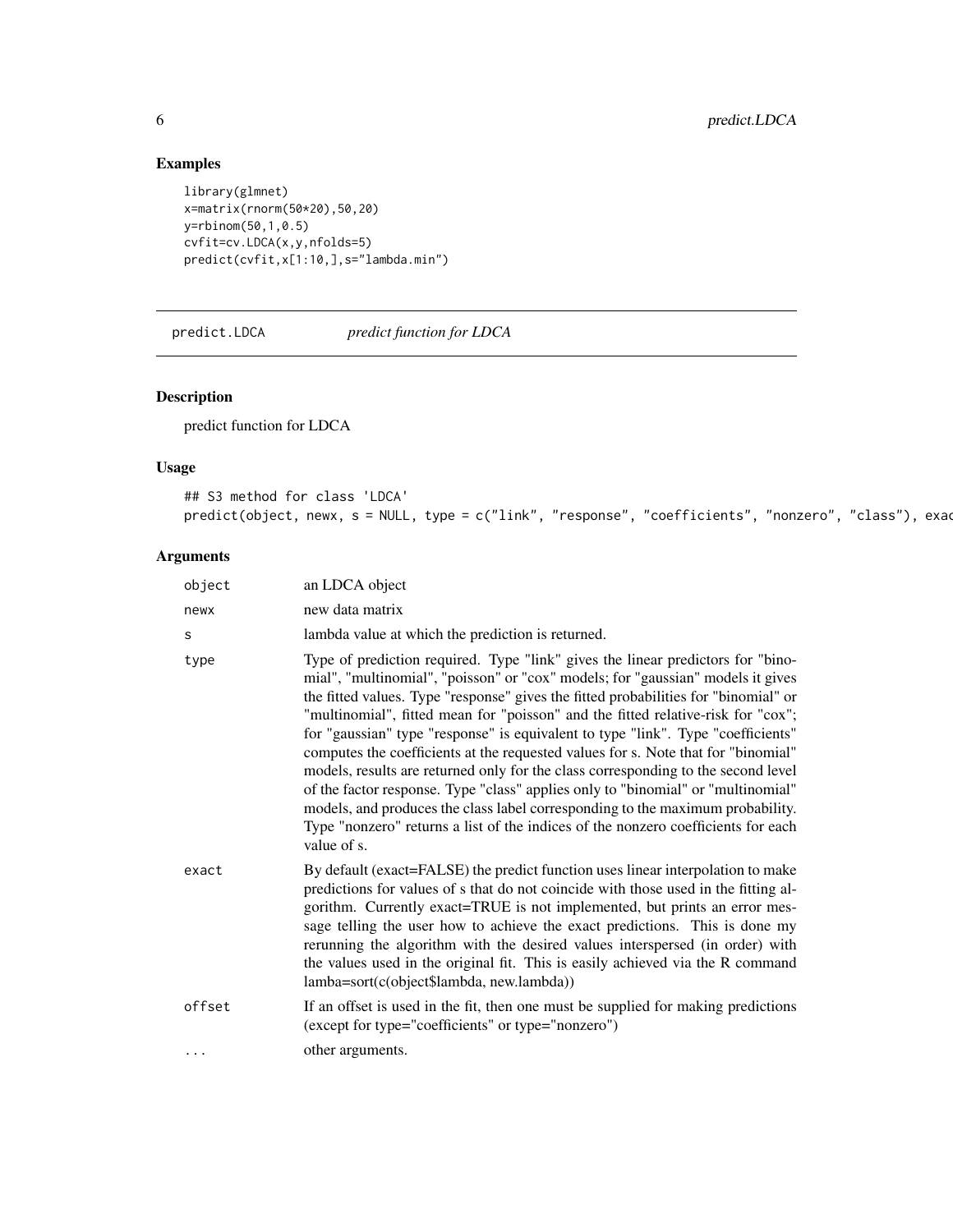## Examples

```
library(glmnet)
x=matrix(rnorm(50*20),50,20)
y=rbinom(50,1,0.5)
cvfit=cv.LDCA(x,y,nfolds=5)
predict(cvfit,x[1:10,],s="lambda.min")
```

---

## predict.LDCA *predict function for LDCA*

---

### Description

predict function for LDCA

### Usage

```
## S3 method for class 'LDCA'
predict(object, newx, s = NULL, type = c("link", "response", "coefficients", "nonzero", "class"), exac
```

### Arguments

| | |
|---|---|
| object | an LDCA object |
| newx | new data matrix |
| s | lambda value at which the prediction is returned. |
| type | Type of prediction required. Type "link" gives the linear predictors for "binomial", "multinomial", "poisson" or "cox" models; for "gaussian" models it gives the fitted values. Type "response" gives the fitted probabilities for "binomial" or "multinomial", fitted mean for "poisson" and the fitted relative-risk for "cox"; for "gaussian" type "response" is equivalent to type "link". Type "coefficients" computes the coefficients at the requested values for s. Note that for "binomial" models, results are returned only for the class corresponding to the second level of the factor response. Type "class" applies only to "binomial" or "multinomial" models, and produces the class label corresponding to the maximum probability. Type "nonzero" returns a list of the indices of the nonzero coefficients for each value of s. |
| exact | By default (exact=FALSE) the predict function uses linear interpolation to make predictions for values of s that do not coincide with those used in the fitting algorithm. Currently exact=TRUE is not implemented, but prints an error message telling the user how to achieve the exact predictions. This is done my rerunning the algorithm with the desired values interspersed (in order) with the values used in the original fit. This is easily achieved via the R command lamba=sort(c(object$lambda, new.lambda)) |
| offset | If an offset is used in the fit, then one must be supplied for making predictions (except for type="coefficients" or type="nonzero") |
| ... | other arguments. |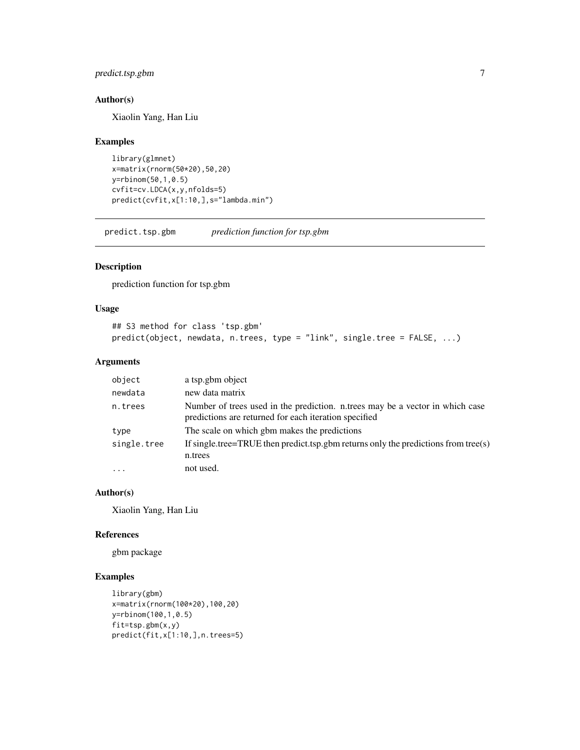### Author(s)

Xiaolin Yang, Han Liu

### Examples

```
library(glmnet)
x=matrix(rnorm(50*20),50,20)
y=rbinom(50,1,0.5)
cvfit=cv.LDCA(x,y,nfolds=5)
predict(cvfit,x[1:10,],s="lambda.min")
```

---

## predict.tsp.gbm *prediction function for tsp.gbm*

---

### Description

prediction function for tsp.gbm

### Usage

```
## S3 method for class 'tsp.gbm'
predict(object, newdata, n.trees, type = "link", single.tree = FALSE, ...)
```

### Arguments

| | |
|---|---|
| object | a tsp.gbm object |
| newdata | new data matrix |
| n.trees | Number of trees used in the prediction. n.trees may be a vector in which case predictions are returned for each iteration specified |
| type | The scale on which gbm makes the predictions |
| single.tree | If single.tree=TRUE then predict.tsp.gbm returns only the predictions from tree(s) n.trees |
| ... | not used. |

### Author(s)

Xiaolin Yang, Han Liu

### References

gbm package

### Examples

```
library(gbm)
x=matrix(rnorm(100*20),100,20)
y=rbinom(100,1,0.5)
fit=tsp.gbm(x,y)
predict(fit,x[1:10,],n.trees=5)
```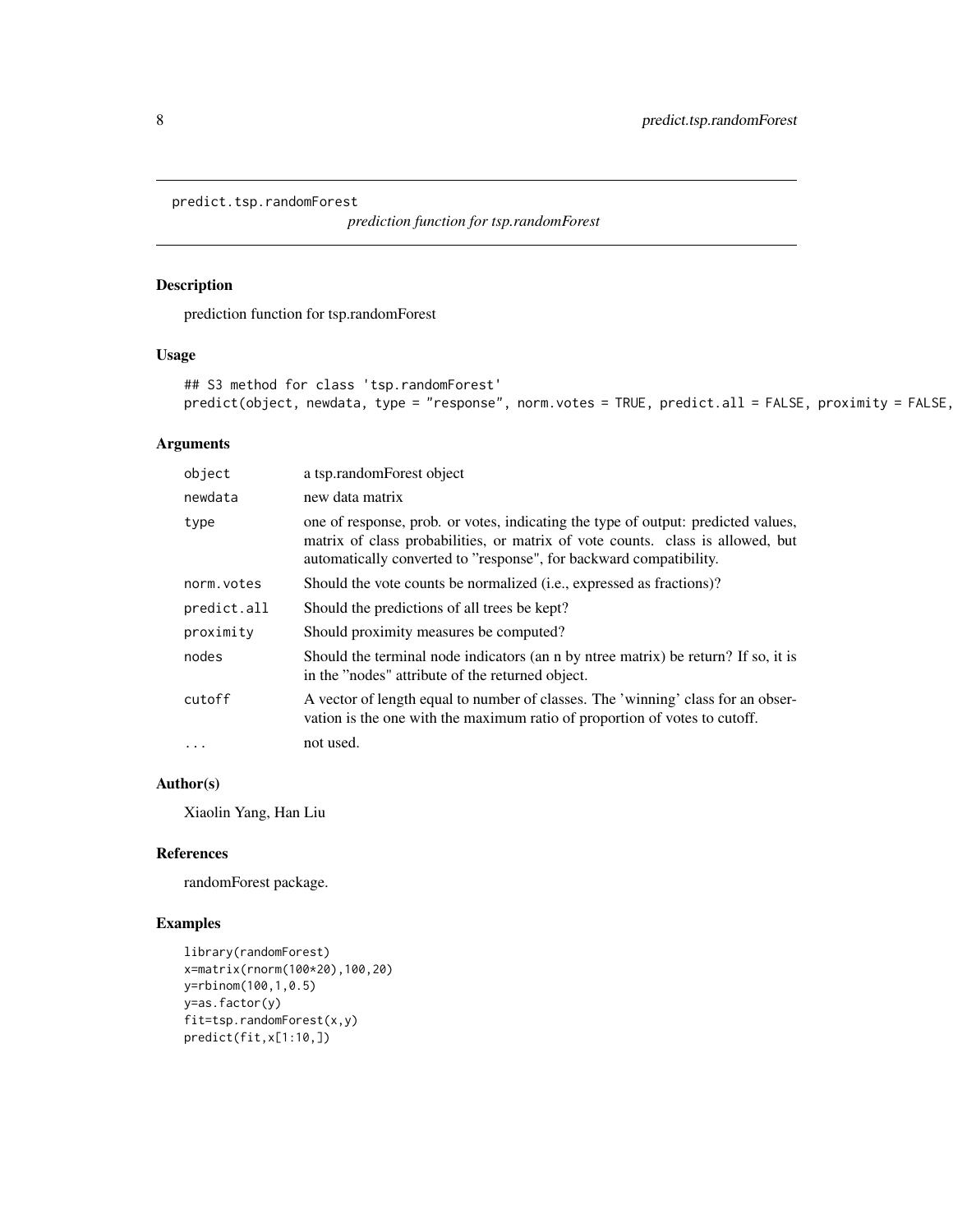```
predict.tsp.randomForest
```

*prediction function for tsp.randomForest*

## Description

prediction function for tsp.randomForest

## Usage

```
## S3 method for class 'tsp.randomForest'
predict(object, newdata, type = "response", norm.votes = TRUE, predict.all = FALSE, proximity = FALSE,
```

## Arguments

| | |
|---|---|
| `object` | a tsp.randomForest object |
| `newdata` | new data matrix |
| `type` | one of response, prob. or votes, indicating the type of output: predicted values, matrix of class probabilities, or matrix of vote counts. class is allowed, but automatically converted to "response", for backward compatibility. |
| `norm.votes` | Should the vote counts be normalized (i.e., expressed as fractions)? |
| `predict.all` | Should the predictions of all trees be kept? |
| `proximity` | Should proximity measures be computed? |
| `nodes` | Should the terminal node indicators (an n by ntree matrix) be return? If so, it is in the "nodes" attribute of the returned object. |
| `cutoff` | A vector of length equal to number of classes. The 'winning' class for an observation is the one with the maximum ratio of proportion of votes to cutoff. |
| `...` | not used. |

## Author(s)

Xiaolin Yang, Han Liu

## References

randomForest package.

## Examples

```
library(randomForest)
x=matrix(rnorm(100*20),100,20)
y=rbinom(100,1,0.5)
y=as.factor(y)
fit=tsp.randomForest(x,y)
predict(fit,x[1:10,])
```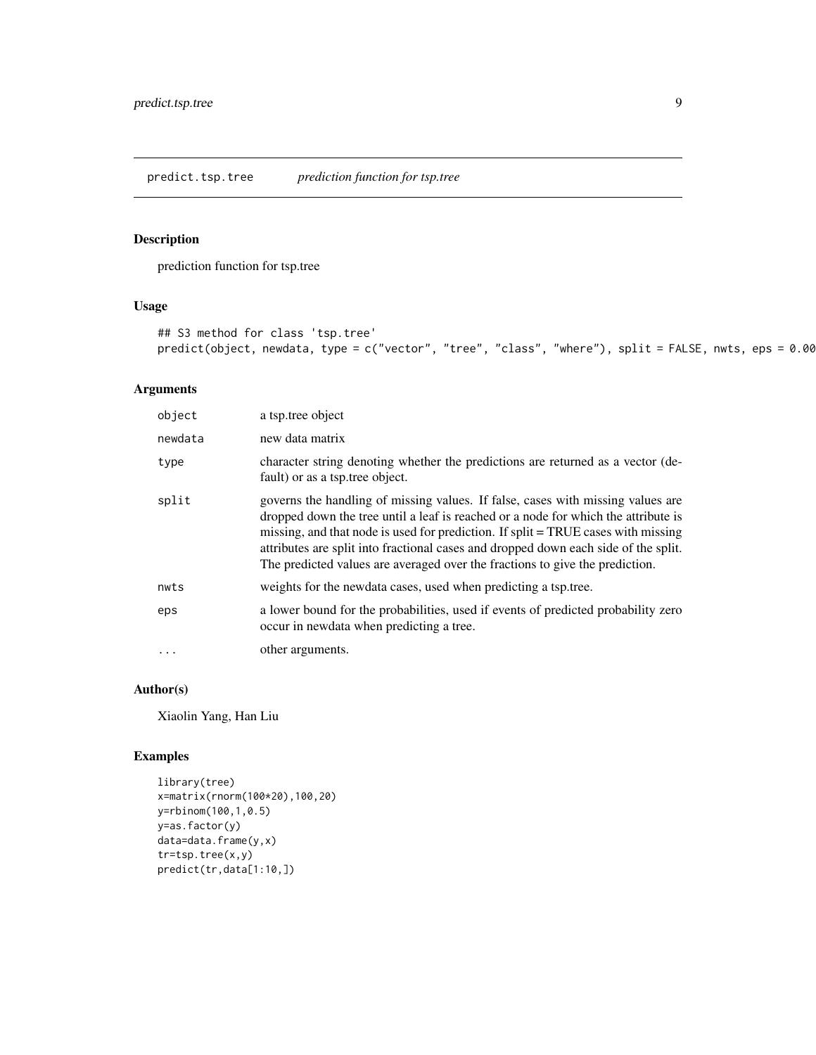predict.tsp.tree *prediction function for tsp.tree*

## Description

prediction function for tsp.tree

## Usage

```
## S3 method for class 'tsp.tree'
predict(object, newdata, type = c("vector", "tree", "class", "where"), split = FALSE, nwts, eps = 0.00
```

## Arguments

| | |
|---|---|
| object | a tsp.tree object |
| newdata | new data matrix |
| type | character string denoting whether the predictions are returned as a vector (default) or as a tsp.tree object. |
| split | governs the handling of missing values. If false, cases with missing values are dropped down the tree until a leaf is reached or a node for which the attribute is missing, and that node is used for prediction. If split = TRUE cases with missing attributes are split into fractional cases and dropped down each side of the split. The predicted values are averaged over the fractions to give the prediction. |
| nwts | weights for the newdata cases, used when predicting a tsp.tree. |
| eps | a lower bound for the probabilities, used if events of predicted probability zero occur in newdata when predicting a tree. |
| ... | other arguments. |

## Author(s)

Xiaolin Yang, Han Liu

## Examples

```
library(tree)
x=matrix(rnorm(100*20),100,20)
y=rbinom(100,1,0.5)
y=as.factor(y)
data=data.frame(y,x)
tr=tsp.tree(x,y)
predict(tr,data[1:10,])
```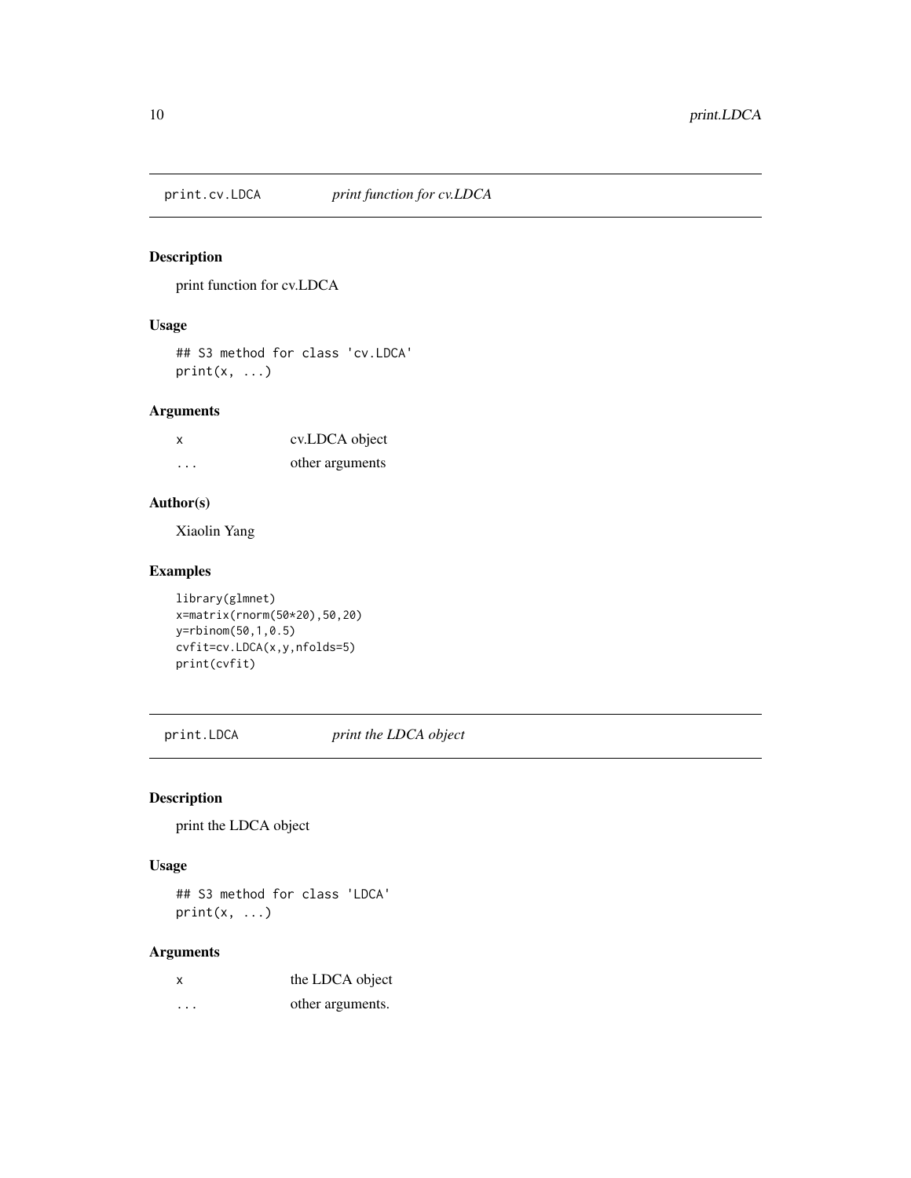## print.cv.LDCA    *print function for cv.LDCA*

### Description

print function for cv.LDCA

### Usage

```
## S3 method for class 'cv.LDCA'
print(x, ...)
```

### Arguments

| | |
|---|---|
| x | cv.LDCA object |
| ... | other arguments |

### Author(s)

Xiaolin Yang

### Examples

```
library(glmnet)
x=matrix(rnorm(50*20),50,20)
y=rbinom(50,1,0.5)
cvfit=cv.LDCA(x,y,nfolds=5)
print(cvfit)
```

## print.LDCA    *print the LDCA object*

### Description

print the LDCA object

### Usage

```
## S3 method for class 'LDCA'
print(x, ...)
```

### Arguments

| | |
|---|---|
| x | the LDCA object |
| ... | other arguments. |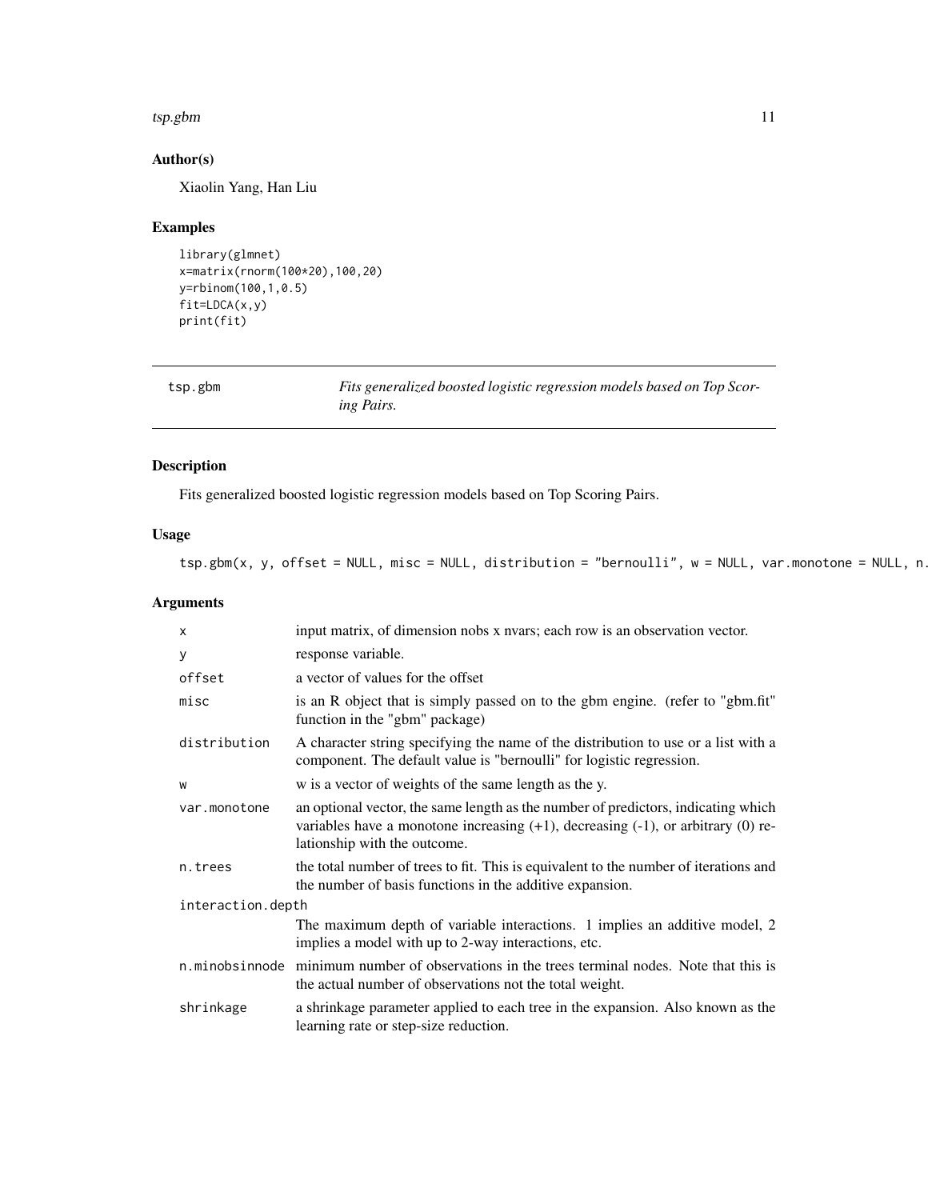## Author(s)

Xiaolin Yang, Han Liu

## Examples

```
library(glmnet)
x=matrix(rnorm(100*20),100,20)
y=rbinom(100,1,0.5)
fit=LDCA(x,y)
print(fit)
```

---

tsp.gbm    *Fits generalized boosted logistic regression models based on Top Scoring Pairs.*

---

## Description

Fits generalized boosted logistic regression models based on Top Scoring Pairs.

## Usage

```
tsp.gbm(x, y, offset = NULL, misc = NULL, distribution = "bernoulli", w = NULL, var.monotone = NULL, n.
```

## Arguments

| | |
|---|---|
| x | input matrix, of dimension nobs x nvars; each row is an observation vector. |
| y | response variable. |
| offset | a vector of values for the offset |
| misc | is an R object that is simply passed on to the gbm engine. (refer to "gbm.fit" function in the "gbm" package) |
| distribution | A character string specifying the name of the distribution to use or a list with a component. The default value is "bernoulli" for logistic regression. |
| w | w is a vector of weights of the same length as the y. |
| var.monotone | an optional vector, the same length as the number of predictors, indicating which variables have a monotone increasing (+1), decreasing (-1), or arbitrary (0) relationship with the outcome. |
| n.trees | the total number of trees to fit. This is equivalent to the number of iterations and the number of basis functions in the additive expansion. |
| interaction.depth | The maximum depth of variable interactions. 1 implies an additive model, 2 implies a model with up to 2-way interactions, etc. |
| n.minobsinnode | minimum number of observations in the trees terminal nodes. Note that this is the actual number of observations not the total weight. |
| shrinkage | a shrinkage parameter applied to each tree in the expansion. Also known as the learning rate or step-size reduction. |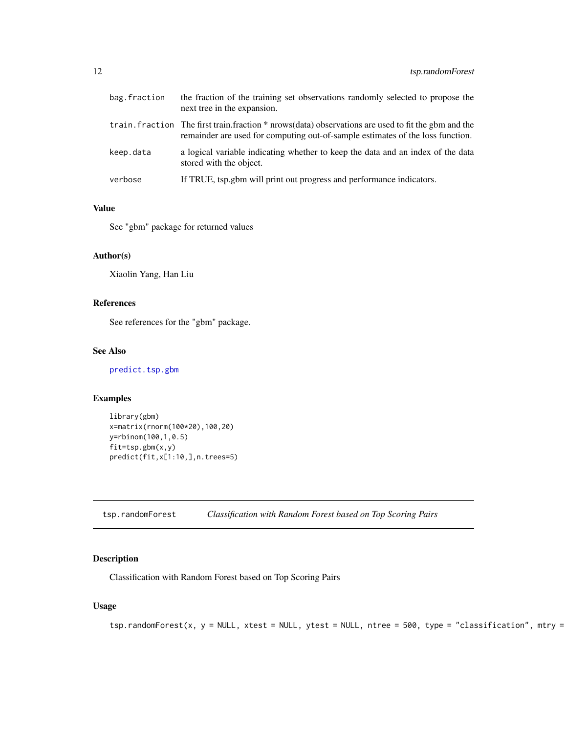| | |
|---|---|
| bag.fraction | the fraction of the training set observations randomly selected to propose the next tree in the expansion. |
| train.fraction | The first train.fraction * nrows(data) observations are used to fit the gbm and the remainder are used for computing out-of-sample estimates of the loss function. |
| keep.data | a logical variable indicating whether to keep the data and an index of the data stored with the object. |
| verbose | If TRUE, tsp.gbm will print out progress and performance indicators. |

### Value

See "gbm" package for returned values

### Author(s)

Xiaolin Yang, Han Liu

### References

See references for the "gbm" package.

### See Also

predict.tsp.gbm

### Examples

```
library(gbm)
x=matrix(rnorm(100*20),100,20)
y=rbinom(100,1,0.5)
fit=tsp.gbm(x,y)
predict(fit,x[1:10,],n.trees=5)
```

---

## tsp.randomForest *Classification with Random Forest based on Top Scoring Pairs*

### Description

Classification with Random Forest based on Top Scoring Pairs

### Usage

```
tsp.randomForest(x, y = NULL, xtest = NULL, ytest = NULL, ntree = 500, type = "classification", mtry =
```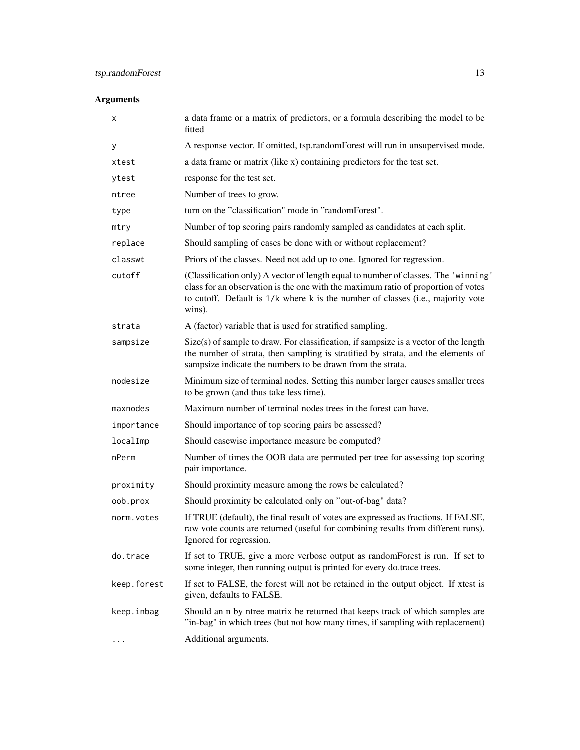## Arguments

| | |
|---|---|
| `x` | a data frame or a matrix of predictors, or a formula describing the model to be fitted |
| `y` | A response vector. If omitted, tsp.randomForest will run in unsupervised mode. |
| `xtest` | a data frame or matrix (like x) containing predictors for the test set. |
| `ytest` | response for the test set. |
| `ntree` | Number of trees to grow. |
| `type` | turn on the "classification" mode in "randomForest". |
| `mtry` | Number of top scoring pairs randomly sampled as candidates at each split. |
| `replace` | Should sampling of cases be done with or without replacement? |
| `classwt` | Priors of the classes. Need not add up to one. Ignored for regression. |
| `cutoff` | (Classification only) A vector of length equal to number of classes. The `'winning'` class for an observation is the one with the maximum ratio of proportion of votes to cutoff. Default is `1/k` where k is the number of classes (i.e., majority vote wins). |
| `strata` | A (factor) variable that is used for stratified sampling. |
| `sampsize` | Size(s) of sample to draw. For classification, if sampsize is a vector of the length the number of strata, then sampling is stratified by strata, and the elements of sampsize indicate the numbers to be drawn from the strata. |
| `nodesize` | Minimum size of terminal nodes. Setting this number larger causes smaller trees to be grown (and thus take less time). |
| `maxnodes` | Maximum number of terminal nodes trees in the forest can have. |
| `importance` | Should importance of top scoring pairs be assessed? |
| `localImp` | Should casewise importance measure be computed? |
| `nPerm` | Number of times the OOB data are permuted per tree for assessing top scoring pair importance. |
| `proximity` | Should proximity measure among the rows be calculated? |
| `oob.prox` | Should proximity be calculated only on "out-of-bag" data? |
| `norm.votes` | If TRUE (default), the final result of votes are expressed as fractions. If FALSE, raw vote counts are returned (useful for combining results from different runs). Ignored for regression. |
| `do.trace` | If set to TRUE, give a more verbose output as randomForest is run. If set to some integer, then running output is printed for every do.trace trees. |
| `keep.forest` | If set to FALSE, the forest will not be retained in the output object. If xtest is given, defaults to FALSE. |
| `keep.inbag` | Should an n by ntree matrix be returned that keeps track of which samples are "in-bag" in which trees (but not how many times, if sampling with replacement) |
| `...` | Additional arguments. |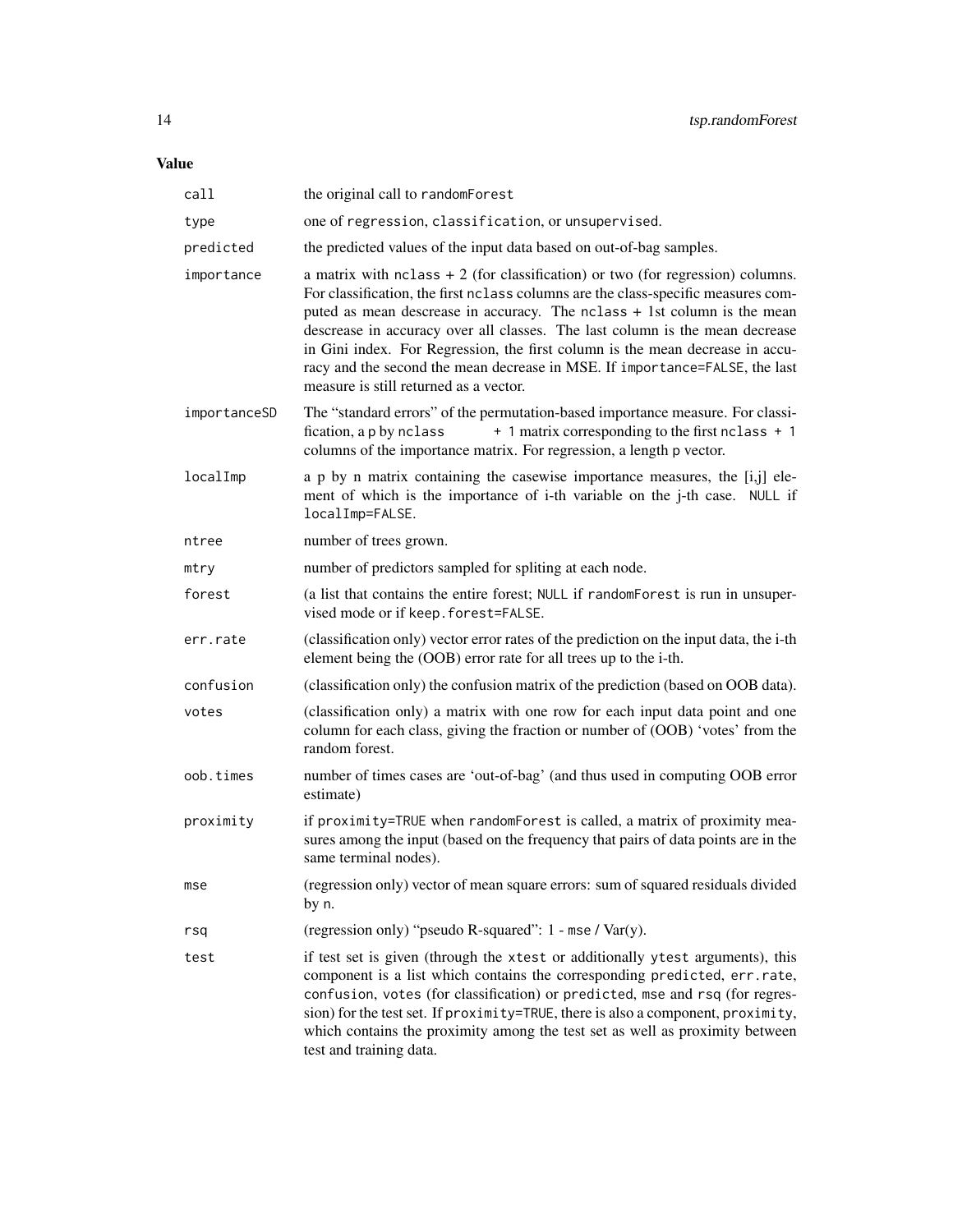## Value

| | |
|---|---|
| call | the original call to randomForest |
| type | one of regression, classification, or unsupervised. |
| predicted | the predicted values of the input data based on out-of-bag samples. |
| importance | a matrix with nclass + 2 (for classification) or two (for regression) columns. For classification, the first nclass columns are the class-specific measures computed as mean descrease in accuracy. The nclass + 1st column is the mean descrease in accuracy over all classes. The last column is the mean decrease in Gini index. For Regression, the first column is the mean decrease in accuracy and the second the mean decrease in MSE. If importance=FALSE, the last measure is still returned as a vector. |
| importanceSD | The "standard errors" of the permutation-based importance measure. For classification, a p by nclass + 1 matrix corresponding to the first nclass + 1 columns of the importance matrix. For regression, a length p vector. |
| localImp | a p by n matrix containing the casewise importance measures, the [i,j] element of which is the importance of i-th variable on the j-th case. NULL if localImp=FALSE. |
| ntree | number of trees grown. |
| mtry | number of predictors sampled for spliting at each node. |
| forest | (a list that contains the entire forest; NULL if randomForest is run in unsupervised mode or if keep.forest=FALSE. |
| err.rate | (classification only) vector error rates of the prediction on the input data, the i-th element being the (OOB) error rate for all trees up to the i-th. |
| confusion | (classification only) the confusion matrix of the prediction (based on OOB data). |
| votes | (classification only) a matrix with one row for each input data point and one column for each class, giving the fraction or number of (OOB) 'votes' from the random forest. |
| oob.times | number of times cases are 'out-of-bag' (and thus used in computing OOB error estimate) |
| proximity | if proximity=TRUE when randomForest is called, a matrix of proximity measures among the input (based on the frequency that pairs of data points are in the same terminal nodes). |
| mse | (regression only) vector of mean square errors: sum of squared residuals divided by n. |
| rsq | (regression only) "pseudo R-squared": 1 - mse / Var(y). |
| test | if test set is given (through the xtest or additionally ytest arguments), this component is a list which contains the corresponding predicted, err.rate, confusion, votes (for classification) or predicted, mse and rsq (for regression) for the test set. If proximity=TRUE, there is also a component, proximity, which contains the proximity among the test set as well as proximity between test and training data. |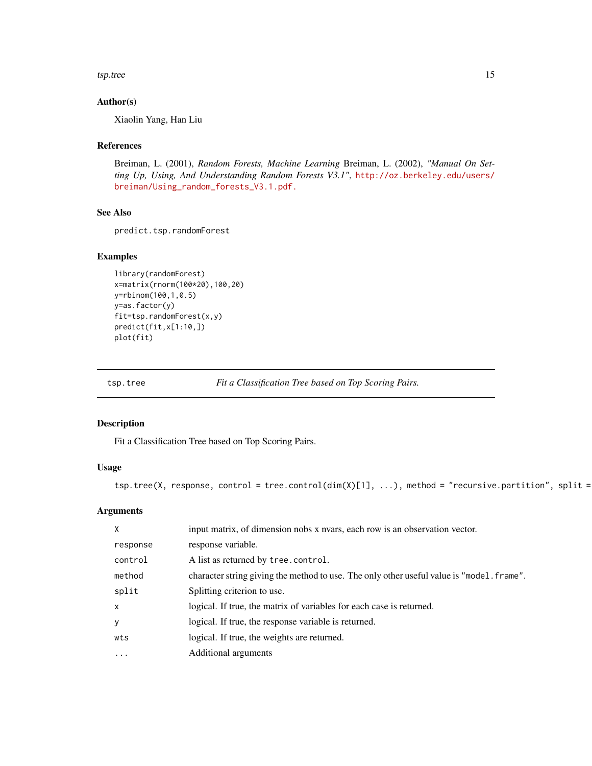## Author(s)

Xiaolin Yang, Han Liu

## References

Breiman, L. (2001), *Random Forests, Machine Learning* Breiman, L. (2002), *"Manual On Setting Up, Using, And Understanding Random Forests V3.1"*, http://oz.berkeley.edu/users/breiman/Using_random_forests_V3.1.pdf.

## See Also

`predict.tsp.randomForest`

## Examples

```
library(randomForest)
x=matrix(rnorm(100*20),100,20)
y=rbinom(100,1,0.5)
y=as.factor(y)
fit=tsp.randomForest(x,y)
predict(fit,x[1:10,])
plot(fit)
```

---

`tsp.tree` *Fit a Classification Tree based on Top Scoring Pairs.*

---

## Description

Fit a Classification Tree based on Top Scoring Pairs.

## Usage

```
tsp.tree(X, response, control = tree.control(dim(X)[1], ...), method = "recursive.partition", split =
```

## Arguments

| | |
|---|---|
| `X` | input matrix, of dimension nobs x nvars, each row is an observation vector. |
| `response` | response variable. |
| `control` | A list as returned by `tree.control`. |
| `method` | character string giving the method to use. The only other useful value is `"model.frame"`. |
| `split` | Splitting criterion to use. |
| `x` | logical. If true, the matrix of variables for each case is returned. |
| `y` | logical. If true, the response variable is returned. |
| `wts` | logical. If true, the weights are returned. |
| `...` | Additional arguments |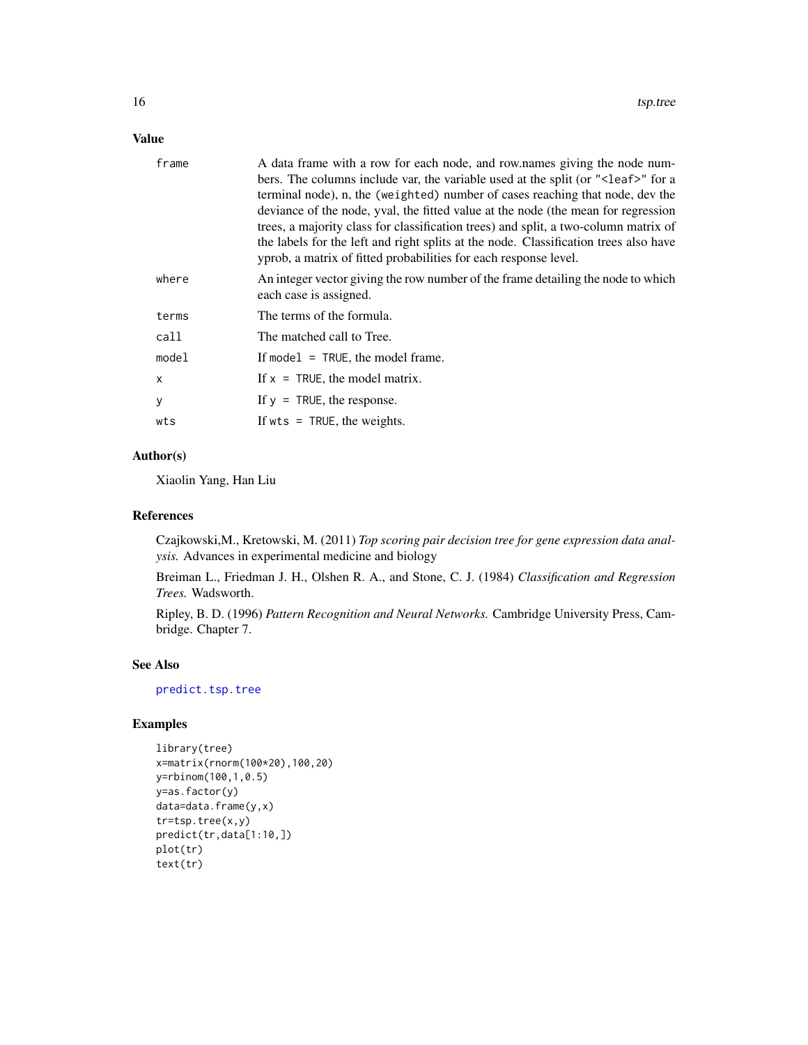## Value

| | |
|---|---|
| frame | A data frame with a row for each node, and row.names giving the node numbers. The columns include var, the variable used at the split (or "<leaf>" for a terminal node), n, the (weighted) number of cases reaching that node, dev the deviance of the node, yval, the fitted value at the node (the mean for regression trees, a majority class for classification trees) and split, a two-column matrix of the labels for the left and right splits at the node. Classification trees also have yprob, a matrix of fitted probabilities for each response level. |
| where | An integer vector giving the row number of the frame detailing the node to which each case is assigned. |
| terms | The terms of the formula. |
| call | The matched call to Tree. |
| model | If `model = TRUE`, the model frame. |
| x | If `x = TRUE`, the model matrix. |
| y | If `y = TRUE`, the response. |
| wts | If `wts = TRUE`, the weights. |

## Author(s)

Xiaolin Yang, Han Liu

## References

Czajkowski,M., Kretowski, M. (2011) *Top scoring pair decision tree for gene expression data analysis.* Advances in experimental medicine and biology

Breiman L., Friedman J. H., Olshen R. A., and Stone, C. J. (1984) *Classification and Regression Trees.* Wadsworth.

Ripley, B. D. (1996) *Pattern Recognition and Neural Networks.* Cambridge University Press, Cambridge. Chapter 7.

## See Also

predict.tsp.tree

## Examples

```
library(tree)
x=matrix(rnorm(100*20),100,20)
y=rbinom(100,1,0.5)
y=as.factor(y)
data=data.frame(y,x)
tr=tsp.tree(x,y)
predict(tr,data[1:10,])
plot(tr)
text(tr)
```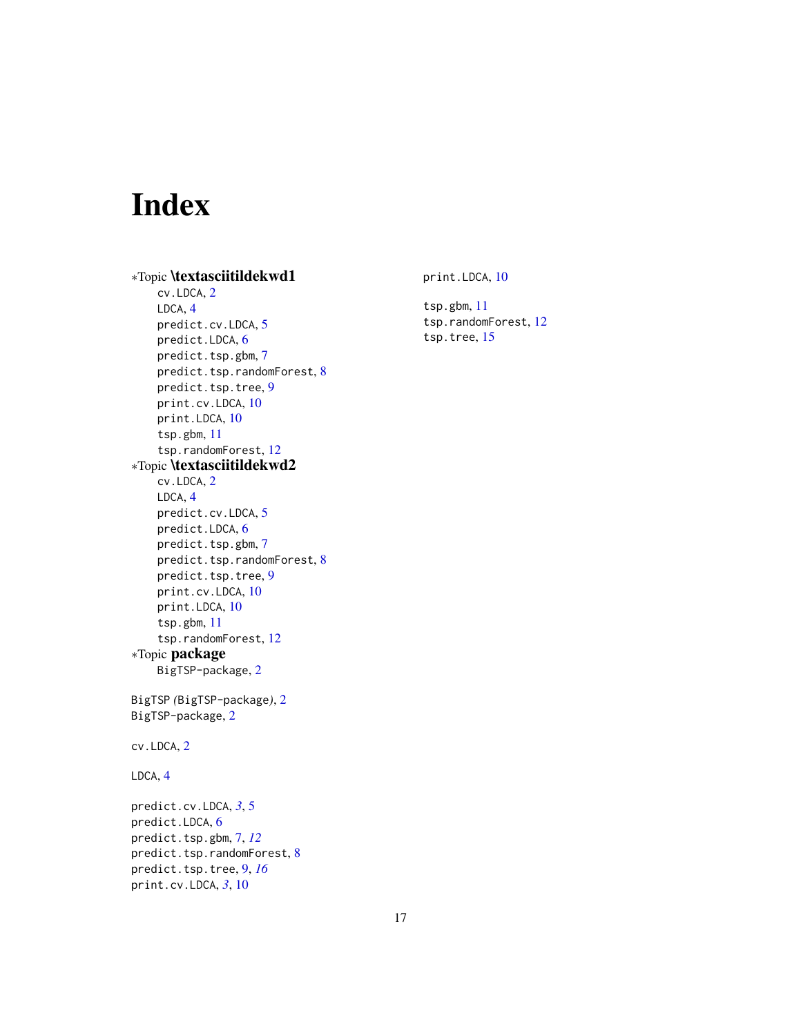# Index

∗Topic \textasciitildekwd1
- cv.LDCA, 2
- LDCA, 4
- predict.cv.LDCA, 5
- predict.LDCA, 6
- predict.tsp.gbm, 7
- predict.tsp.randomForest, 8
- predict.tsp.tree, 9
- print.cv.LDCA, 10
- print.LDCA, 10
- tsp.gbm, 11
- tsp.randomForest, 12

∗Topic \textasciitildekwd2
- cv.LDCA, 2
- LDCA, 4
- predict.cv.LDCA, 5
- predict.LDCA, 6
- predict.tsp.gbm, 7
- predict.tsp.randomForest, 8
- predict.tsp.tree, 9
- print.cv.LDCA, 10
- print.LDCA, 10
- tsp.gbm, 11
- tsp.randomForest, 12

∗Topic **package**
- BigTSP-package, 2

BigTSP *(*BigTSP-package*)*, 2
BigTSP-package, 2

cv.LDCA, 2

LDCA, 4

predict.cv.LDCA, *3*, 5
predict.LDCA, 6
predict.tsp.gbm, 7, *12*
predict.tsp.randomForest, 8
predict.tsp.tree, 9, *16*
print.cv.LDCA, *3*, 10
print.LDCA, 10

tsp.gbm, 11
tsp.randomForest, 12
tsp.tree, 15